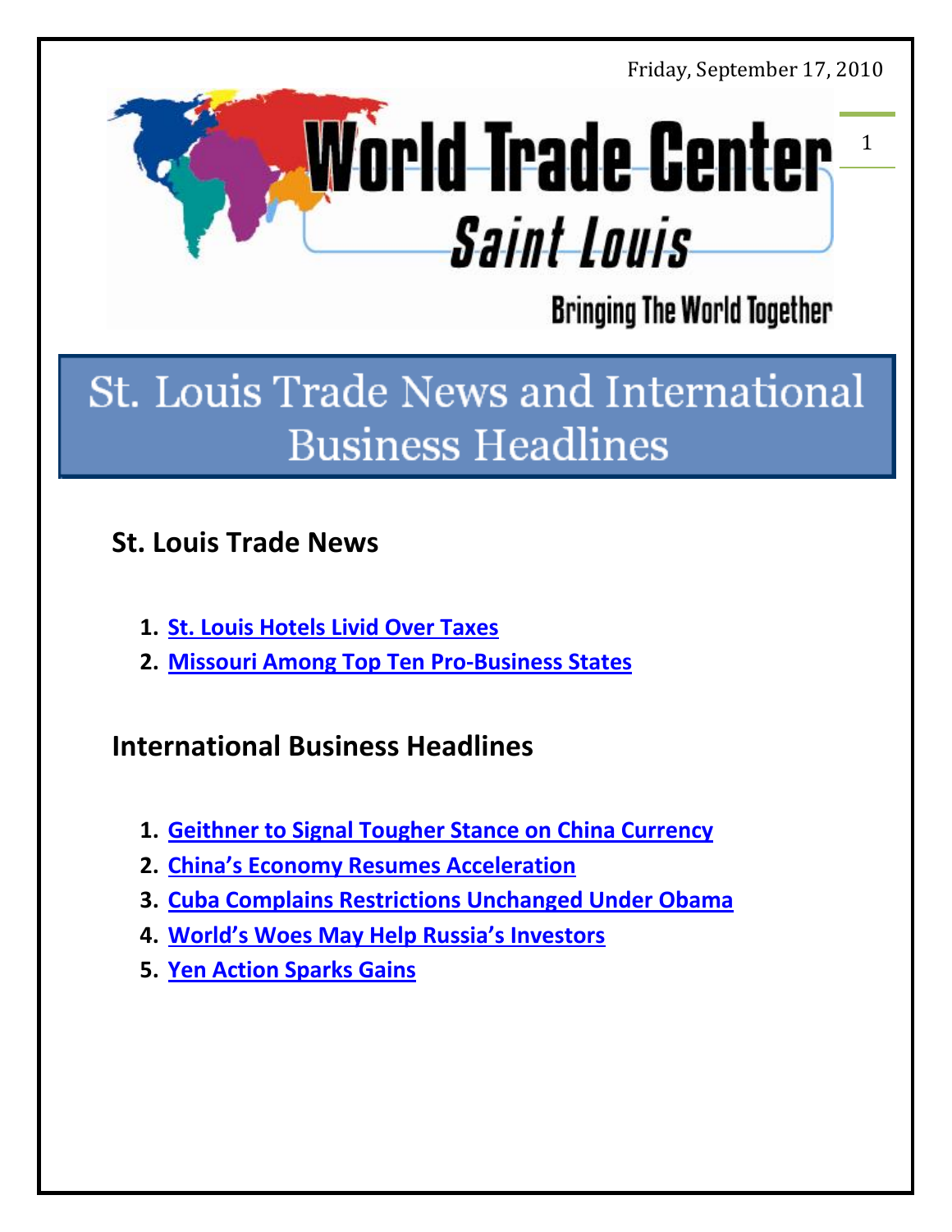Friday, September 17, 2010

# World Trade Center Saint Louis

Bringing The World Together

# St. Louis Trade News and International Business Headlines

## St. Louis Trade News

1. **St. Louis Hotels Livid Over Taxes**
2. **Missouri Among Top Ten Pro-Business States**

## International Business Headlines

1. **Geithner to Signal Tougher Stance on China Currency**
2. **China's Economy Resumes Acceleration**
3. **Cuba Complains Restrictions Unchanged Under Obama**
4. **World's Woes May Help Russia's Investors**
5. **Yen Action Sparks Gains**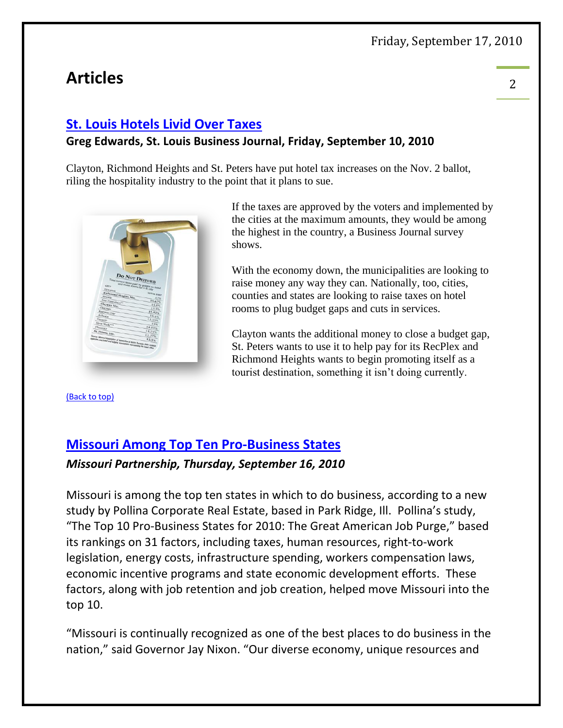## Articles

### St. Louis Hotels Livid Over Taxes

**Greg Edwards, St. Louis Business Journal, Friday, September 10, 2010**

Clayton, Richmond Heights and St. Peters have put hotel tax increases on the Nov. 2 ballot, riling the hospitality industry to the point that it plans to sue.

If the taxes are approved by the voters and implemented by the cities at the maximum amounts, they would be among the highest in the country, a Business Journal survey shows.

With the economy down, the municipalities are looking to raise money any way they can. Nationally, too, cities, counties and states are looking to raise taxes on hotel rooms to plug budget gaps and cuts in services.

Clayton wants the additional money to close a budget gap, St. Peters wants to use it to help pay for its RecPlex and Richmond Heights wants to begin promoting itself as a tourist destination, something it isn't doing currently.

(Back to top)

### Missouri Among Top Ten Pro-Business States

***Missouri Partnership, Thursday, September 16, 2010***

Missouri is among the top ten states in which to do business, according to a new study by Pollina Corporate Real Estate, based in Park Ridge, Ill. Pollina's study, "The Top 10 Pro-Business States for 2010: The Great American Job Purge," based its rankings on 31 factors, including taxes, human resources, right-to-work legislation, energy costs, infrastructure spending, workers compensation laws, economic incentive programs and state economic development efforts. These factors, along with job retention and job creation, helped move Missouri into the top 10.

"Missouri is continually recognized as one of the best places to do business in the nation," said Governor Jay Nixon. "Our diverse economy, unique resources and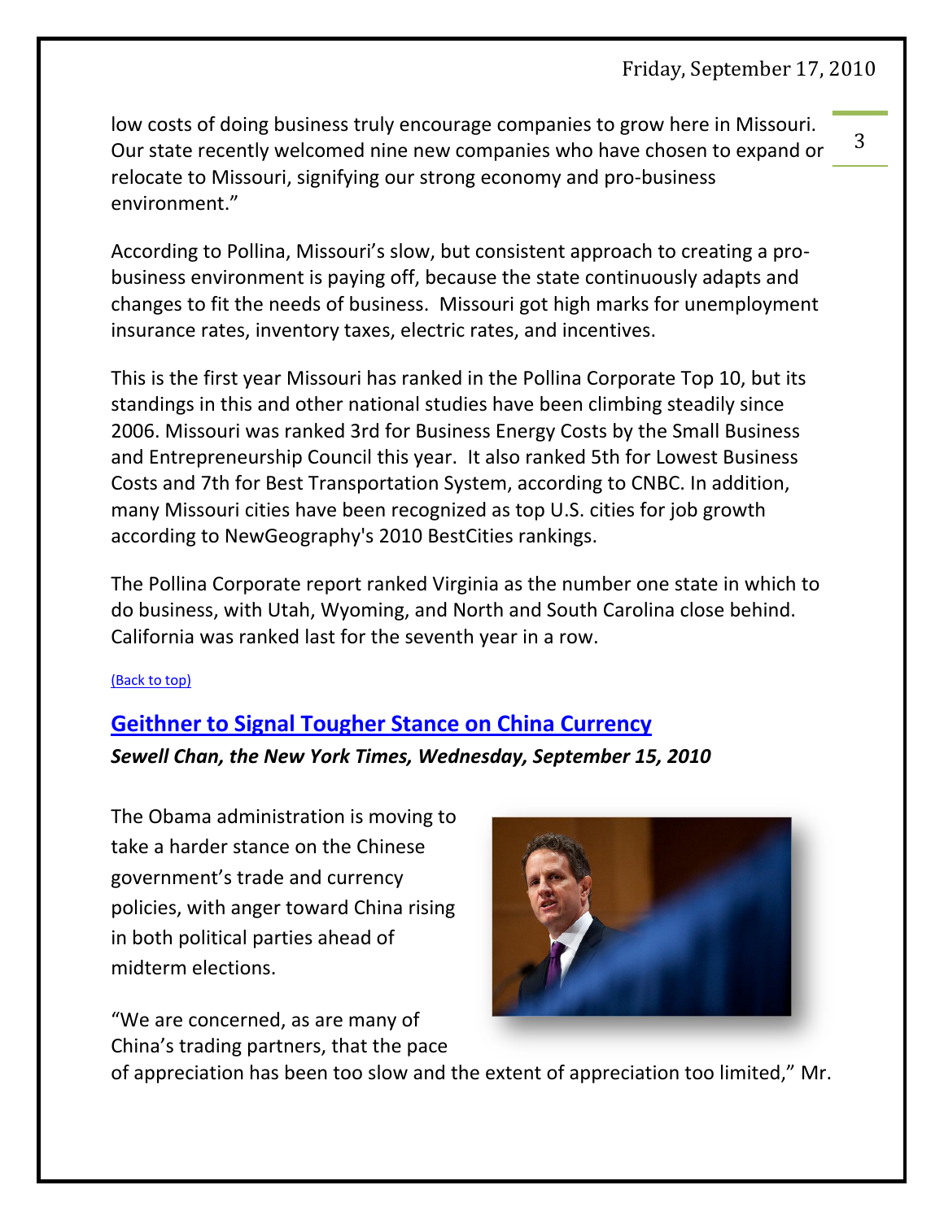low costs of doing business truly encourage companies to grow here in Missouri. Our state recently welcomed nine new companies who have chosen to expand or relocate to Missouri, signifying our strong economy and pro-business environment."

According to Pollina, Missouri's slow, but consistent approach to creating a pro-business environment is paying off, because the state continuously adapts and changes to fit the needs of business. Missouri got high marks for unemployment insurance rates, inventory taxes, electric rates, and incentives.

This is the first year Missouri has ranked in the Pollina Corporate Top 10, but its standings in this and other national studies have been climbing steadily since 2006. Missouri was ranked 3rd for Business Energy Costs by the Small Business and Entrepreneurship Council this year. It also ranked 5th for Lowest Business Costs and 7th for Best Transportation System, according to CNBC. In addition, many Missouri cities have been recognized as top U.S. cities for job growth according to NewGeography's 2010 BestCities rankings.

The Pollina Corporate report ranked Virginia as the number one state in which to do business, with Utah, Wyoming, and North and South Carolina close behind. California was ranked last for the seventh year in a row.

(Back to top)

## Geithner to Signal Tougher Stance on China Currency

***Sewell Chan, the New York Times, Wednesday, September 15, 2010***

The Obama administration is moving to take a harder stance on the Chinese government's trade and currency policies, with anger toward China rising in both political parties ahead of midterm elections.

"We are concerned, as are many of China's trading partners, that the pace of appreciation has been too slow and the extent of appreciation too limited," Mr.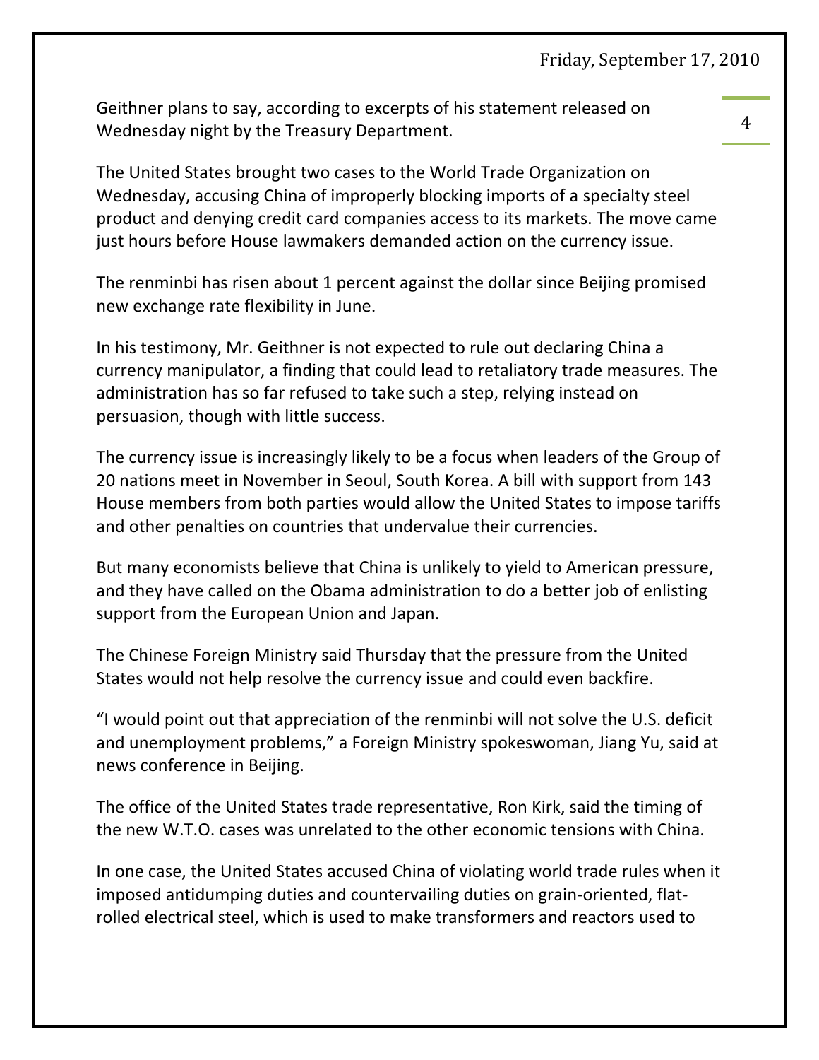Geithner plans to say, according to excerpts of his statement released on Wednesday night by the Treasury Department.

The United States brought two cases to the World Trade Organization on Wednesday, accusing China of improperly blocking imports of a specialty steel product and denying credit card companies access to its markets. The move came just hours before House lawmakers demanded action on the currency issue.

The renminbi has risen about 1 percent against the dollar since Beijing promised new exchange rate flexibility in June.

In his testimony, Mr. Geithner is not expected to rule out declaring China a currency manipulator, a finding that could lead to retaliatory trade measures. The administration has so far refused to take such a step, relying instead on persuasion, though with little success.

The currency issue is increasingly likely to be a focus when leaders of the Group of 20 nations meet in November in Seoul, South Korea. A bill with support from 143 House members from both parties would allow the United States to impose tariffs and other penalties on countries that undervalue their currencies.

But many economists believe that China is unlikely to yield to American pressure, and they have called on the Obama administration to do a better job of enlisting support from the European Union and Japan.

The Chinese Foreign Ministry said Thursday that the pressure from the United States would not help resolve the currency issue and could even backfire.

"I would point out that appreciation of the renminbi will not solve the U.S. deficit and unemployment problems," a Foreign Ministry spokeswoman, Jiang Yu, said at news conference in Beijing.

The office of the United States trade representative, Ron Kirk, said the timing of the new W.T.O. cases was unrelated to the other economic tensions with China.

In one case, the United States accused China of violating world trade rules when it imposed antidumping duties and countervailing duties on grain-oriented, flat-rolled electrical steel, which is used to make transformers and reactors used to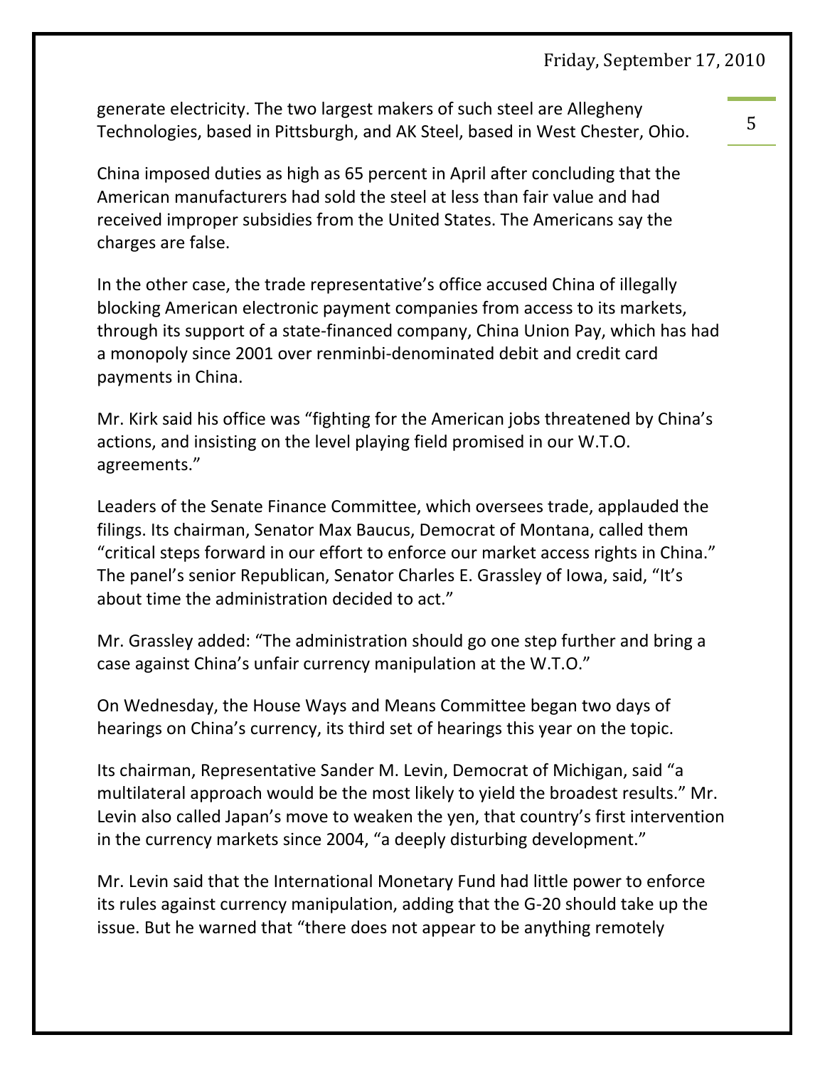generate electricity. The two largest makers of such steel are Allegheny Technologies, based in Pittsburgh, and AK Steel, based in West Chester, Ohio.

China imposed duties as high as 65 percent in April after concluding that the American manufacturers had sold the steel at less than fair value and had received improper subsidies from the United States. The Americans say the charges are false.

In the other case, the trade representative's office accused China of illegally blocking American electronic payment companies from access to its markets, through its support of a state-financed company, China Union Pay, which has had a monopoly since 2001 over renminbi-denominated debit and credit card payments in China.

Mr. Kirk said his office was "fighting for the American jobs threatened by China's actions, and insisting on the level playing field promised in our W.T.O. agreements."

Leaders of the Senate Finance Committee, which oversees trade, applauded the filings. Its chairman, Senator Max Baucus, Democrat of Montana, called them "critical steps forward in our effort to enforce our market access rights in China." The panel's senior Republican, Senator Charles E. Grassley of Iowa, said, "It's about time the administration decided to act."

Mr. Grassley added: "The administration should go one step further and bring a case against China's unfair currency manipulation at the W.T.O."

On Wednesday, the House Ways and Means Committee began two days of hearings on China's currency, its third set of hearings this year on the topic.

Its chairman, Representative Sander M. Levin, Democrat of Michigan, said "a multilateral approach would be the most likely to yield the broadest results." Mr. Levin also called Japan's move to weaken the yen, that country's first intervention in the currency markets since 2004, "a deeply disturbing development."

Mr. Levin said that the International Monetary Fund had little power to enforce its rules against currency manipulation, adding that the G-20 should take up the issue. But he warned that "there does not appear to be anything remotely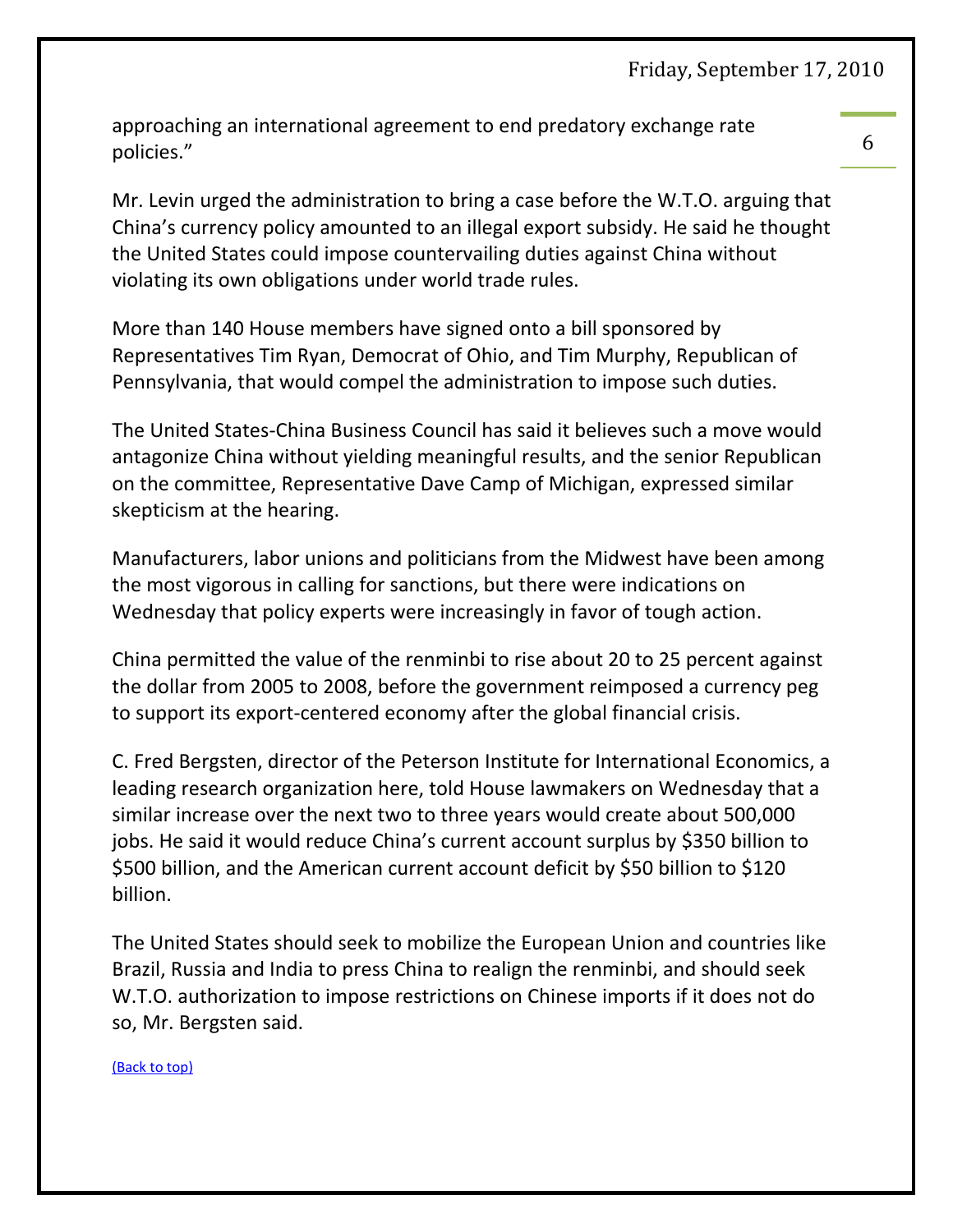approaching an international agreement to end predatory exchange rate policies."

Mr. Levin urged the administration to bring a case before the W.T.O. arguing that China's currency policy amounted to an illegal export subsidy. He said he thought the United States could impose countervailing duties against China without violating its own obligations under world trade rules.

More than 140 House members have signed onto a bill sponsored by Representatives Tim Ryan, Democrat of Ohio, and Tim Murphy, Republican of Pennsylvania, that would compel the administration to impose such duties.

The United States-China Business Council has said it believes such a move would antagonize China without yielding meaningful results, and the senior Republican on the committee, Representative Dave Camp of Michigan, expressed similar skepticism at the hearing.

Manufacturers, labor unions and politicians from the Midwest have been among the most vigorous in calling for sanctions, but there were indications on Wednesday that policy experts were increasingly in favor of tough action.

China permitted the value of the renminbi to rise about 20 to 25 percent against the dollar from 2005 to 2008, before the government reimposed a currency peg to support its export-centered economy after the global financial crisis.

C. Fred Bergsten, director of the Peterson Institute for International Economics, a leading research organization here, told House lawmakers on Wednesday that a similar increase over the next two to three years would create about 500,000 jobs. He said it would reduce China's current account surplus by $350 billion to $500 billion, and the American current account deficit by $50 billion to $120 billion.

The United States should seek to mobilize the European Union and countries like Brazil, Russia and India to press China to realign the renminbi, and should seek W.T.O. authorization to impose restrictions on Chinese imports if it does not do so, Mr. Bergsten said.

(Back to top)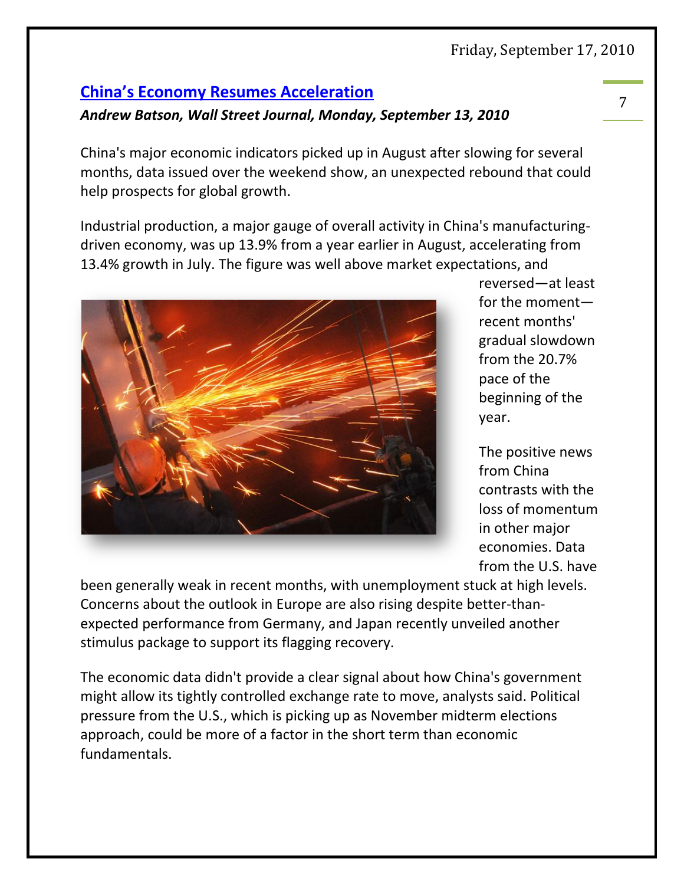## China's Economy Resumes Acceleration

***Andrew Batson, Wall Street Journal, Monday, September 13, 2010***

China's major economic indicators picked up in August after slowing for several months, data issued over the weekend show, an unexpected rebound that could help prospects for global growth.

Industrial production, a major gauge of overall activity in China's manufacturing-driven economy, was up 13.9% from a year earlier in August, accelerating from 13.4% growth in July. The figure was well above market expectations, and reversed—at least for the moment—recent months' gradual slowdown from the 20.7% pace of the beginning of the year.

The positive news from China contrasts with the loss of momentum in other major economies. Data from the U.S. have been generally weak in recent months, with unemployment stuck at high levels. Concerns about the outlook in Europe are also rising despite better-than-expected performance from Germany, and Japan recently unveiled another stimulus package to support its flagging recovery.

The economic data didn't provide a clear signal about how China's government might allow its tightly controlled exchange rate to move, analysts said. Political pressure from the U.S., which is picking up as November midterm elections approach, could be more of a factor in the short term than economic fundamentals.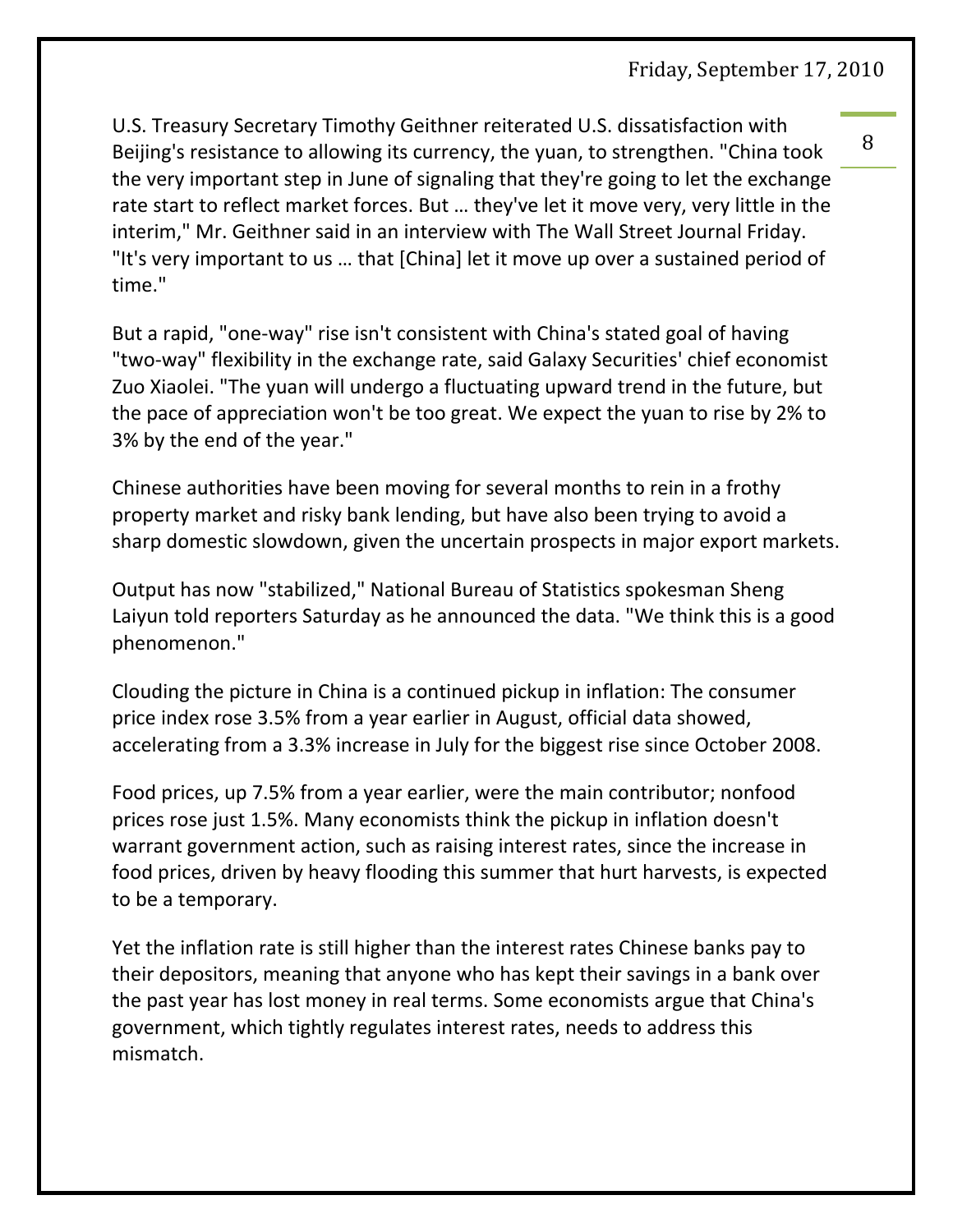U.S. Treasury Secretary Timothy Geithner reiterated U.S. dissatisfaction with Beijing's resistance to allowing its currency, the yuan, to strengthen. "China took the very important step in June of signaling that they're going to let the exchange rate start to reflect market forces. But … they've let it move very, very little in the interim," Mr. Geithner said in an interview with The Wall Street Journal Friday. "It's very important to us … that [China] let it move up over a sustained period of time."

But a rapid, "one-way" rise isn't consistent with China's stated goal of having "two-way" flexibility in the exchange rate, said Galaxy Securities' chief economist Zuo Xiaolei. "The yuan will undergo a fluctuating upward trend in the future, but the pace of appreciation won't be too great. We expect the yuan to rise by 2% to 3% by the end of the year."

Chinese authorities have been moving for several months to rein in a frothy property market and risky bank lending, but have also been trying to avoid a sharp domestic slowdown, given the uncertain prospects in major export markets.

Output has now "stabilized," National Bureau of Statistics spokesman Sheng Laiyun told reporters Saturday as he announced the data. "We think this is a good phenomenon."

Clouding the picture in China is a continued pickup in inflation: The consumer price index rose 3.5% from a year earlier in August, official data showed, accelerating from a 3.3% increase in July for the biggest rise since October 2008.

Food prices, up 7.5% from a year earlier, were the main contributor; nonfood prices rose just 1.5%. Many economists think the pickup in inflation doesn't warrant government action, such as raising interest rates, since the increase in food prices, driven by heavy flooding this summer that hurt harvests, is expected to be a temporary.

Yet the inflation rate is still higher than the interest rates Chinese banks pay to their depositors, meaning that anyone who has kept their savings in a bank over the past year has lost money in real terms. Some economists argue that China's government, which tightly regulates interest rates, needs to address this mismatch.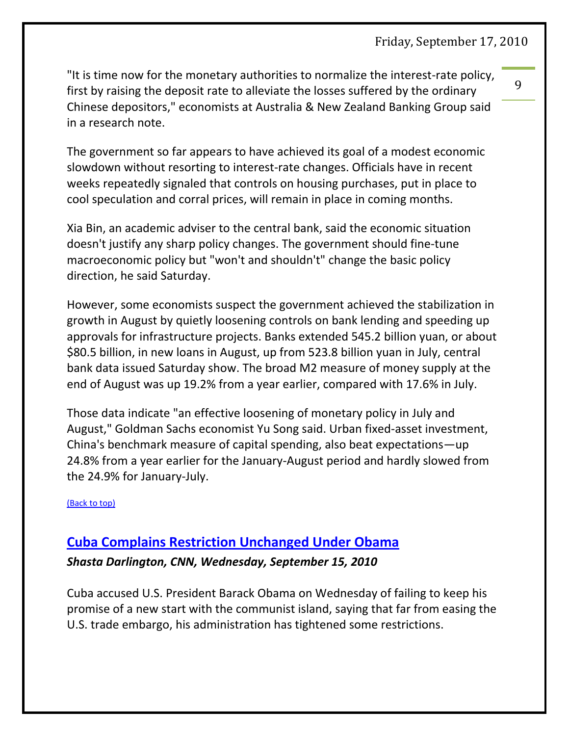"It is time now for the monetary authorities to normalize the interest-rate policy, first by raising the deposit rate to alleviate the losses suffered by the ordinary Chinese depositors," economists at Australia & New Zealand Banking Group said in a research note.

The government so far appears to have achieved its goal of a modest economic slowdown without resorting to interest-rate changes. Officials have in recent weeks repeatedly signaled that controls on housing purchases, put in place to cool speculation and corral prices, will remain in place in coming months.

Xia Bin, an academic adviser to the central bank, said the economic situation doesn't justify any sharp policy changes. The government should fine-tune macroeconomic policy but "won't and shouldn't" change the basic policy direction, he said Saturday.

However, some economists suspect the government achieved the stabilization in growth in August by quietly loosening controls on bank lending and speeding up approvals for infrastructure projects. Banks extended 545.2 billion yuan, or about $80.5 billion, in new loans in August, up from 523.8 billion yuan in July, central bank data issued Saturday show. The broad M2 measure of money supply at the end of August was up 19.2% from a year earlier, compared with 17.6% in July.

Those data indicate "an effective loosening of monetary policy in July and August," Goldman Sachs economist Yu Song said. Urban fixed-asset investment, China's benchmark measure of capital spending, also beat expectations—up 24.8% from a year earlier for the January-August period and hardly slowed from the 24.9% for January-July.

(Back to top)

## Cuba Complains Restriction Unchanged Under Obama

***Shasta Darlington, CNN, Wednesday, September 15, 2010***

Cuba accused U.S. President Barack Obama on Wednesday of failing to keep his promise of a new start with the communist island, saying that far from easing the U.S. trade embargo, his administration has tightened some restrictions.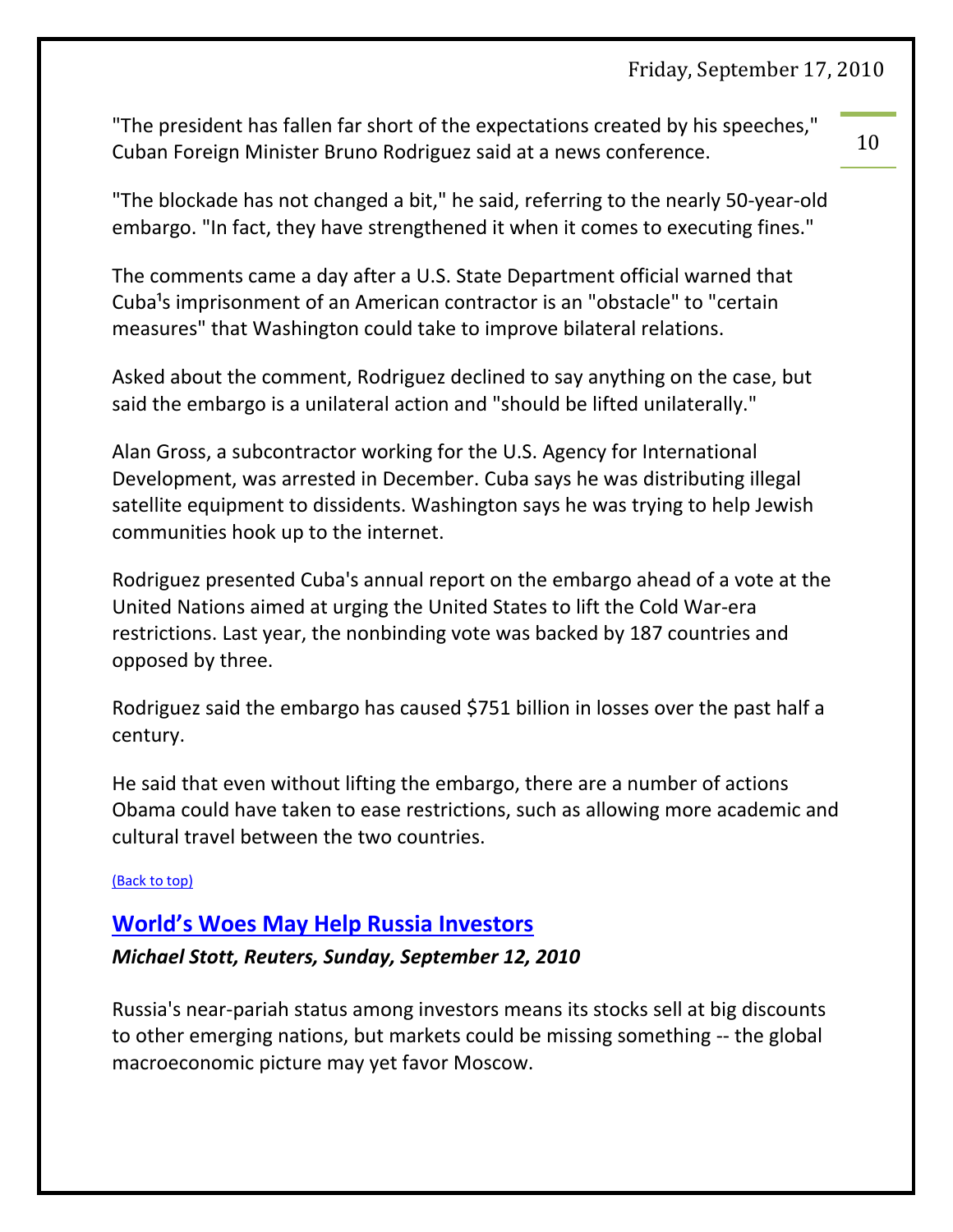"The president has fallen far short of the expectations created by his speeches," Cuban Foreign Minister Bruno Rodriguez said at a news conference.

"The blockade has not changed a bit," he said, referring to the nearly 50-year-old embargo. "In fact, they have strengthened it when it comes to executing fines."

The comments came a day after a U.S. State Department official warned that Cuba's imprisonment of an American contractor is an "obstacle" to "certain measures" that Washington could take to improve bilateral relations.

Asked about the comment, Rodriguez declined to say anything on the case, but said the embargo is a unilateral action and "should be lifted unilaterally."

Alan Gross, a subcontractor working for the U.S. Agency for International Development, was arrested in December. Cuba says he was distributing illegal satellite equipment to dissidents. Washington says he was trying to help Jewish communities hook up to the internet.

Rodriguez presented Cuba's annual report on the embargo ahead of a vote at the United Nations aimed at urging the United States to lift the Cold War-era restrictions. Last year, the nonbinding vote was backed by 187 countries and opposed by three.

Rodriguez said the embargo has caused $751 billion in losses over the past half a century.

He said that even without lifting the embargo, there are a number of actions Obama could have taken to ease restrictions, such as allowing more academic and cultural travel between the two countries.

(Back to top)

## World's Woes May Help Russia Investors

***Michael Stott, Reuters, Sunday, September 12, 2010***

Russia's near-pariah status among investors means its stocks sell at big discounts to other emerging nations, but markets could be missing something -- the global macroeconomic picture may yet favor Moscow.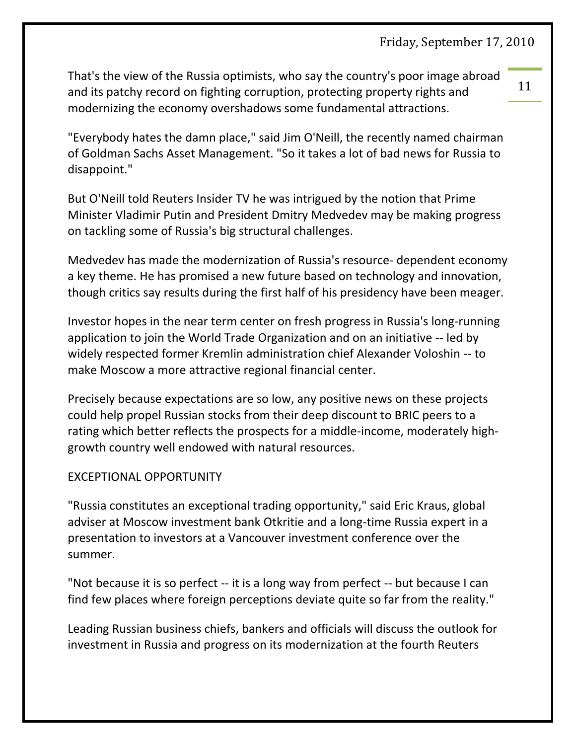That's the view of the Russia optimists, who say the country's poor image abroad and its patchy record on fighting corruption, protecting property rights and modernizing the economy overshadows some fundamental attractions.

"Everybody hates the damn place," said Jim O'Neill, the recently named chairman of Goldman Sachs Asset Management. "So it takes a lot of bad news for Russia to disappoint."

But O'Neill told Reuters Insider TV he was intrigued by the notion that Prime Minister Vladimir Putin and President Dmitry Medvedev may be making progress on tackling some of Russia's big structural challenges.

Medvedev has made the modernization of Russia's resource- dependent economy a key theme. He has promised a new future based on technology and innovation, though critics say results during the first half of his presidency have been meager.

Investor hopes in the near term center on fresh progress in Russia's long-running application to join the World Trade Organization and on an initiative -- led by widely respected former Kremlin administration chief Alexander Voloshin -- to make Moscow a more attractive regional financial center.

Precisely because expectations are so low, any positive news on these projects could help propel Russian stocks from their deep discount to BRIC peers to a rating which better reflects the prospects for a middle-income, moderately high-growth country well endowed with natural resources.

## EXCEPTIONAL OPPORTUNITY

"Russia constitutes an exceptional trading opportunity," said Eric Kraus, global adviser at Moscow investment bank Otkritie and a long-time Russia expert in a presentation to investors at a Vancouver investment conference over the summer.

"Not because it is so perfect -- it is a long way from perfect -- but because I can find few places where foreign perceptions deviate quite so far from the reality."

Leading Russian business chiefs, bankers and officials will discuss the outlook for investment in Russia and progress on its modernization at the fourth Reuters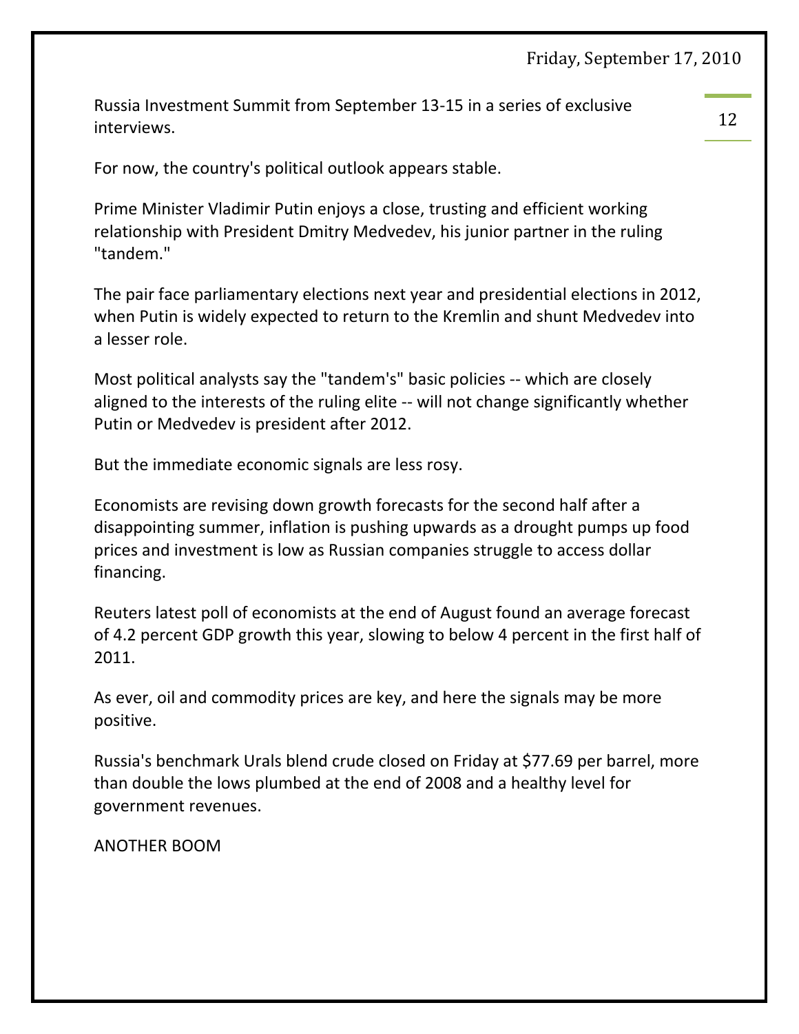Russia Investment Summit from September 13-15 in a series of exclusive interviews.

For now, the country's political outlook appears stable.

Prime Minister Vladimir Putin enjoys a close, trusting and efficient working relationship with President Dmitry Medvedev, his junior partner in the ruling "tandem."

The pair face parliamentary elections next year and presidential elections in 2012, when Putin is widely expected to return to the Kremlin and shunt Medvedev into a lesser role.

Most political analysts say the "tandem's" basic policies -- which are closely aligned to the interests of the ruling elite -- will not change significantly whether Putin or Medvedev is president after 2012.

But the immediate economic signals are less rosy.

Economists are revising down growth forecasts for the second half after a disappointing summer, inflation is pushing upwards as a drought pumps up food prices and investment is low as Russian companies struggle to access dollar financing.

Reuters latest poll of economists at the end of August found an average forecast of 4.2 percent GDP growth this year, slowing to below 4 percent in the first half of 2011.

As ever, oil and commodity prices are key, and here the signals may be more positive.

Russia's benchmark Urals blend crude closed on Friday at $77.69 per barrel, more than double the lows plumbed at the end of 2008 and a healthy level for government revenues.

ANOTHER BOOM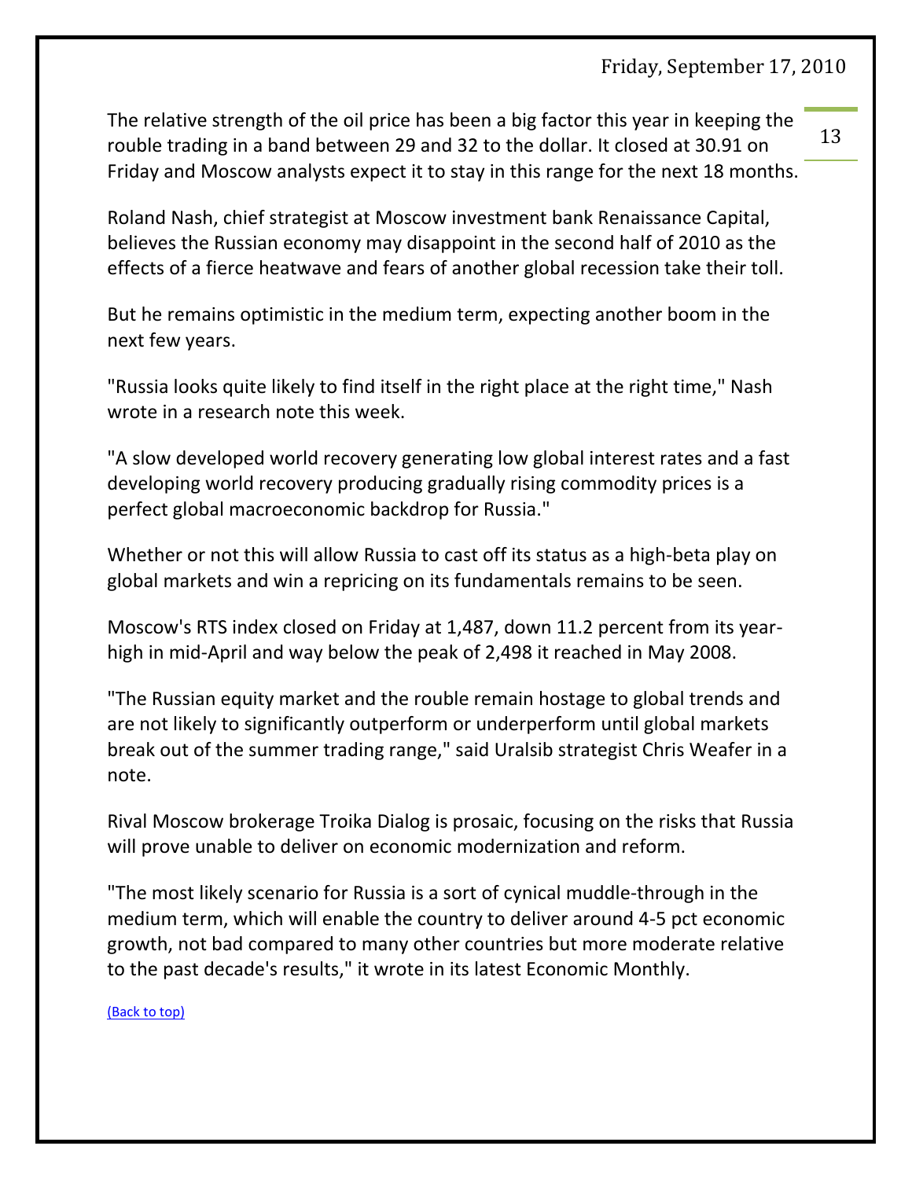The relative strength of the oil price has been a big factor this year in keeping the rouble trading in a band between 29 and 32 to the dollar. It closed at 30.91 on Friday and Moscow analysts expect it to stay in this range for the next 18 months.

Roland Nash, chief strategist at Moscow investment bank Renaissance Capital, believes the Russian economy may disappoint in the second half of 2010 as the effects of a fierce heatwave and fears of another global recession take their toll.

But he remains optimistic in the medium term, expecting another boom in the next few years.

"Russia looks quite likely to find itself in the right place at the right time," Nash wrote in a research note this week.

"A slow developed world recovery generating low global interest rates and a fast developing world recovery producing gradually rising commodity prices is a perfect global macroeconomic backdrop for Russia."

Whether or not this will allow Russia to cast off its status as a high-beta play on global markets and win a repricing on its fundamentals remains to be seen.

Moscow's RTS index closed on Friday at 1,487, down 11.2 percent from its year-high in mid-April and way below the peak of 2,498 it reached in May 2008.

"The Russian equity market and the rouble remain hostage to global trends and are not likely to significantly outperform or underperform until global markets break out of the summer trading range," said Uralsib strategist Chris Weafer in a note.

Rival Moscow brokerage Troika Dialog is prosaic, focusing on the risks that Russia will prove unable to deliver on economic modernization and reform.

"The most likely scenario for Russia is a sort of cynical muddle-through in the medium term, which will enable the country to deliver around 4-5 pct economic growth, not bad compared to many other countries but more moderate relative to the past decade's results," it wrote in its latest Economic Monthly.

(Back to top)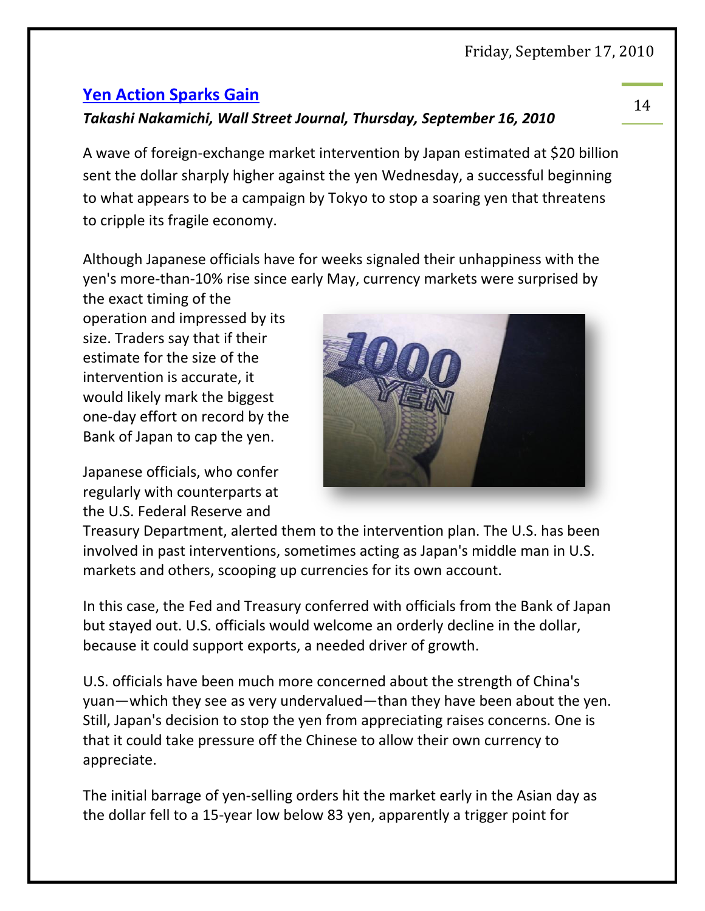## [Yen Action Sparks Gain]

***Takashi Nakamichi, Wall Street Journal, Thursday, September 16, 2010***

A wave of foreign-exchange market intervention by Japan estimated at $20 billion sent the dollar sharply higher against the yen Wednesday, a successful beginning to what appears to be a campaign by Tokyo to stop a soaring yen that threatens to cripple its fragile economy.

Although Japanese officials have for weeks signaled their unhappiness with the yen's more-than-10% rise since early May, currency markets were surprised by the exact timing of the operation and impressed by its size. Traders say that if their estimate for the size of the intervention is accurate, it would likely mark the biggest one-day effort on record by the Bank of Japan to cap the yen.

Japanese officials, who confer regularly with counterparts at the U.S. Federal Reserve and Treasury Department, alerted them to the intervention plan. The U.S. has been involved in past interventions, sometimes acting as Japan's middle man in U.S. markets and others, scooping up currencies for its own account.

In this case, the Fed and Treasury conferred with officials from the Bank of Japan but stayed out. U.S. officials would welcome an orderly decline in the dollar, because it could support exports, a needed driver of growth.

U.S. officials have been much more concerned about the strength of China's yuan—which they see as very undervalued—than they have been about the yen. Still, Japan's decision to stop the yen from appreciating raises concerns. One is that it could take pressure off the Chinese to allow their own currency to appreciate.

The initial barrage of yen-selling orders hit the market early in the Asian day as the dollar fell to a 15-year low below 83 yen, apparently a trigger point for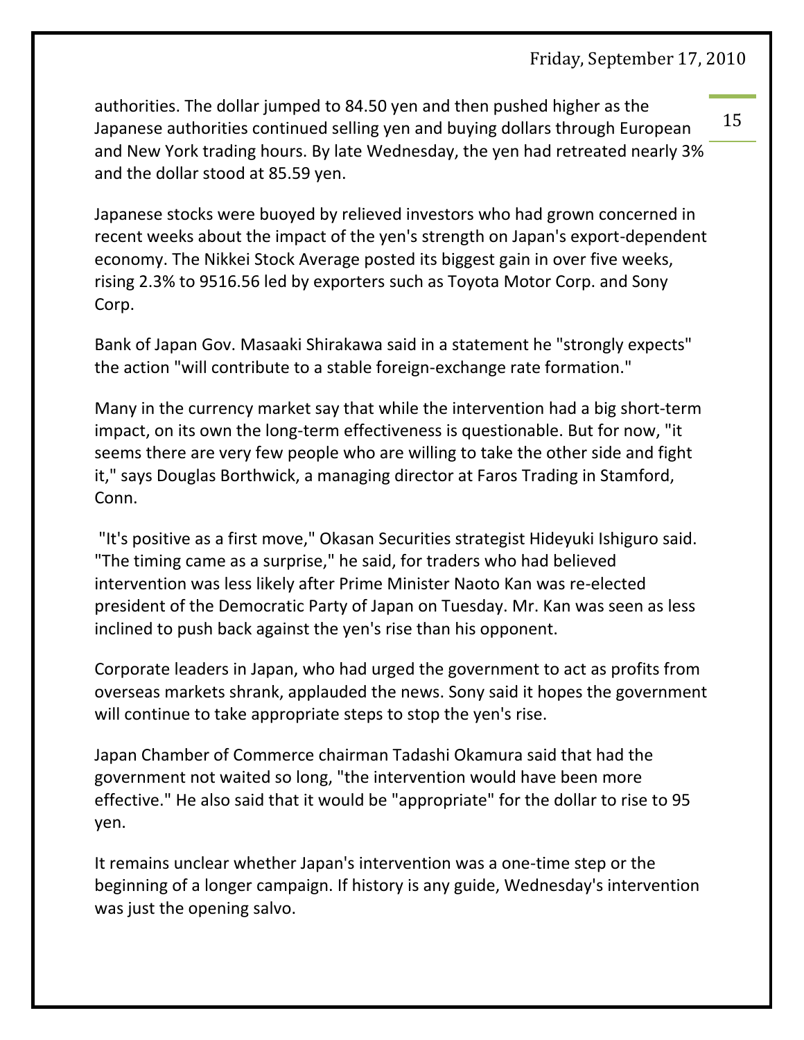authorities. The dollar jumped to 84.50 yen and then pushed higher as the Japanese authorities continued selling yen and buying dollars through European and New York trading hours. By late Wednesday, the yen had retreated nearly 3% and the dollar stood at 85.59 yen.

Japanese stocks were buoyed by relieved investors who had grown concerned in recent weeks about the impact of the yen's strength on Japan's export-dependent economy. The Nikkei Stock Average posted its biggest gain in over five weeks, rising 2.3% to 9516.56 led by exporters such as Toyota Motor Corp. and Sony Corp.

Bank of Japan Gov. Masaaki Shirakawa said in a statement he "strongly expects" the action "will contribute to a stable foreign-exchange rate formation."

Many in the currency market say that while the intervention had a big short-term impact, on its own the long-term effectiveness is questionable. But for now, "it seems there are very few people who are willing to take the other side and fight it," says Douglas Borthwick, a managing director at Faros Trading in Stamford, Conn.

"It's positive as a first move," Okasan Securities strategist Hideyuki Ishiguro said. "The timing came as a surprise," he said, for traders who had believed intervention was less likely after Prime Minister Naoto Kan was re-elected president of the Democratic Party of Japan on Tuesday. Mr. Kan was seen as less inclined to push back against the yen's rise than his opponent.

Corporate leaders in Japan, who had urged the government to act as profits from overseas markets shrank, applauded the news. Sony said it hopes the government will continue to take appropriate steps to stop the yen's rise.

Japan Chamber of Commerce chairman Tadashi Okamura said that had the government not waited so long, "the intervention would have been more effective." He also said that it would be "appropriate" for the dollar to rise to 95 yen.

It remains unclear whether Japan's intervention was a one-time step or the beginning of a longer campaign. If history is any guide, Wednesday's intervention was just the opening salvo.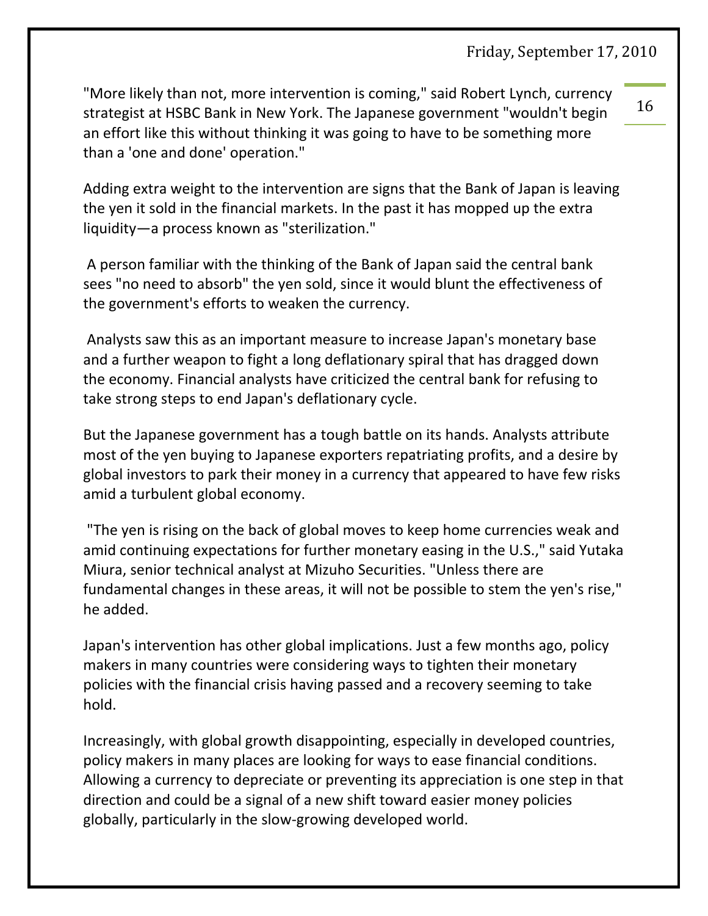"More likely than not, more intervention is coming," said Robert Lynch, currency strategist at HSBC Bank in New York. The Japanese government "wouldn't begin an effort like this without thinking it was going to have to be something more than a 'one and done' operation."

Adding extra weight to the intervention are signs that the Bank of Japan is leaving the yen it sold in the financial markets. In the past it has mopped up the extra liquidity—a process known as "sterilization."

A person familiar with the thinking of the Bank of Japan said the central bank sees "no need to absorb" the yen sold, since it would blunt the effectiveness of the government's efforts to weaken the currency.

Analysts saw this as an important measure to increase Japan's monetary base and a further weapon to fight a long deflationary spiral that has dragged down the economy. Financial analysts have criticized the central bank for refusing to take strong steps to end Japan's deflationary cycle.

But the Japanese government has a tough battle on its hands. Analysts attribute most of the yen buying to Japanese exporters repatriating profits, and a desire by global investors to park their money in a currency that appeared to have few risks amid a turbulent global economy.

"The yen is rising on the back of global moves to keep home currencies weak and amid continuing expectations for further monetary easing in the U.S.," said Yutaka Miura, senior technical analyst at Mizuho Securities. "Unless there are fundamental changes in these areas, it will not be possible to stem the yen's rise," he added.

Japan's intervention has other global implications. Just a few months ago, policy makers in many countries were considering ways to tighten their monetary policies with the financial crisis having passed and a recovery seeming to take hold.

Increasingly, with global growth disappointing, especially in developed countries, policy makers in many places are looking for ways to ease financial conditions. Allowing a currency to depreciate or preventing its appreciation is one step in that direction and could be a signal of a new shift toward easier money policies globally, particularly in the slow-growing developed world.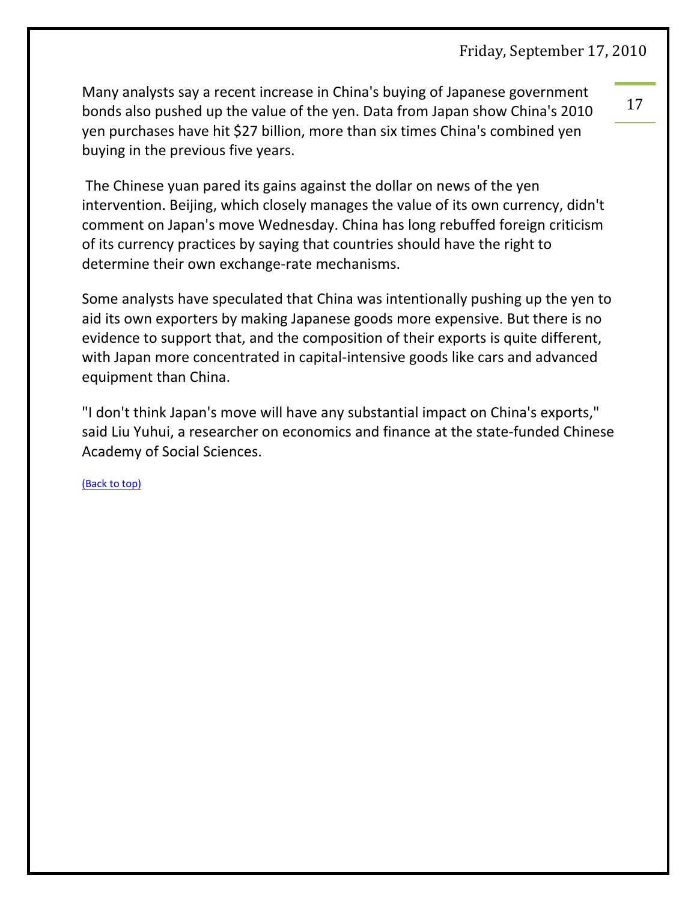Many analysts say a recent increase in China's buying of Japanese government bonds also pushed up the value of the yen. Data from Japan show China's 2010 yen purchases have hit $27 billion, more than six times China's combined yen buying in the previous five years.

The Chinese yuan pared its gains against the dollar on news of the yen intervention. Beijing, which closely manages the value of its own currency, didn't comment on Japan's move Wednesday. China has long rebuffed foreign criticism of its currency practices by saying that countries should have the right to determine their own exchange-rate mechanisms.

Some analysts have speculated that China was intentionally pushing up the yen to aid its own exporters by making Japanese goods more expensive. But there is no evidence to support that, and the composition of their exports is quite different, with Japan more concentrated in capital-intensive goods like cars and advanced equipment than China.

"I don't think Japan's move will have any substantial impact on China's exports," said Liu Yuhui, a researcher on economics and finance at the state-funded Chinese Academy of Social Sciences.

(Back to top)